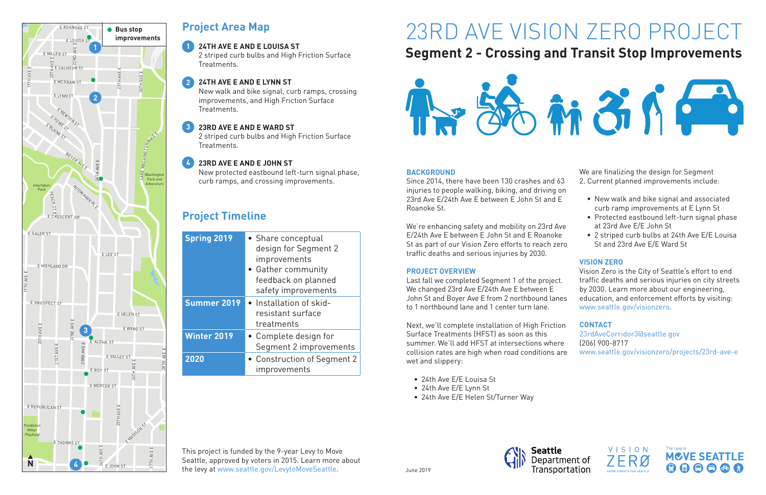# 23RD AVE VISION ZERO PROJECT

## Segment 2 - Crossing and Transit Stop Improvements

## Project Area Map

**1 24TH AVE E AND E LOUISA ST**
2 striped curb bulbs and High Friction Surface Treatments.

**2 24TH AVE E AND E LYNN ST**
New walk and bike signal, curb ramps, crossing improvements, and High Friction Surface Treatments.

**3 23RD AVE E AND E WARD ST**
2 striped curb bulbs and High Friction Surface Treatments.

**4 23RD AVE E AND E JOHN ST**
New protected eastbound left-turn signal phase, curb ramps, and crossing improvements.

## Project Timeline

| | |
|---|---|
| **Spring 2019** | • Share conceptual design for Segment 2 improvements<br>• Gather community feedback on planned safety improvements |
| **Summer 2019** | • Installation of skid-resistant surface treatments |
| **Winter 2019** | • Complete design for Segment 2 improvements |
| **2020** | • Construction of Segment 2 improvements |

This project is funded by the 9-year Levy to Move Seattle, approved by voters in 2015. Learn more about the levy at www.seattle.gov/LevytoMoveSeattle.

### BACKGROUND

Since 2014, there have been 130 crashes and 63 injuries to people walking, biking, and driving on 23rd Ave E/24th Ave E between E John St and E Roanoke St.

We're enhancing safety and mobility on 23rd Ave E/24th Ave E between E John St and E Roanoke St as part of our Vision Zero efforts to reach zero traffic deaths and serious injuries by 2030.

### PROJECT OVERVIEW

Last fall we completed Segment 1 of the project. We changed 23rd Ave E/24th Ave E between E John St and Boyer Ave E from 2 northbound lanes to 1 northbound lane and 1 center turn lane.

Next, we'll complete installation of High Friction Surface Treatments (HFST) as soon as this summer. We'll add HFST at intersections where collision rates are high when road conditions are wet and slippery:

- 24th Ave E/E Louisa St
- 24th Ave E/E Lynn St
- 24th Ave E/E Helen St/Turner Way

We are finalizing the design for Segment 2. Current planned improvements include:

- New walk and bike signal and associated curb ramp improvements at E Lynn St
- Protected eastbound left-turn signal phase at 23rd Ave E/E John St
- 2 striped curb bulbs at 24th Ave E/E Louisa St and 23rd Ave E/E Ward St

### VISION ZERO

Vision Zero is the City of Seattle's effort to end traffic deaths and serious injuries on city streets by 2030. Learn more about our engineering, education, and enforcement efforts by visiting: www.seattle.gov/visionzero.

### CONTACT

23rdAveCorridor3@seattle.gov
(206) 900-8717
www.seattle.gov/visionzero/projects/23rd-ave-e

June 2019

Seattle Department of Transportation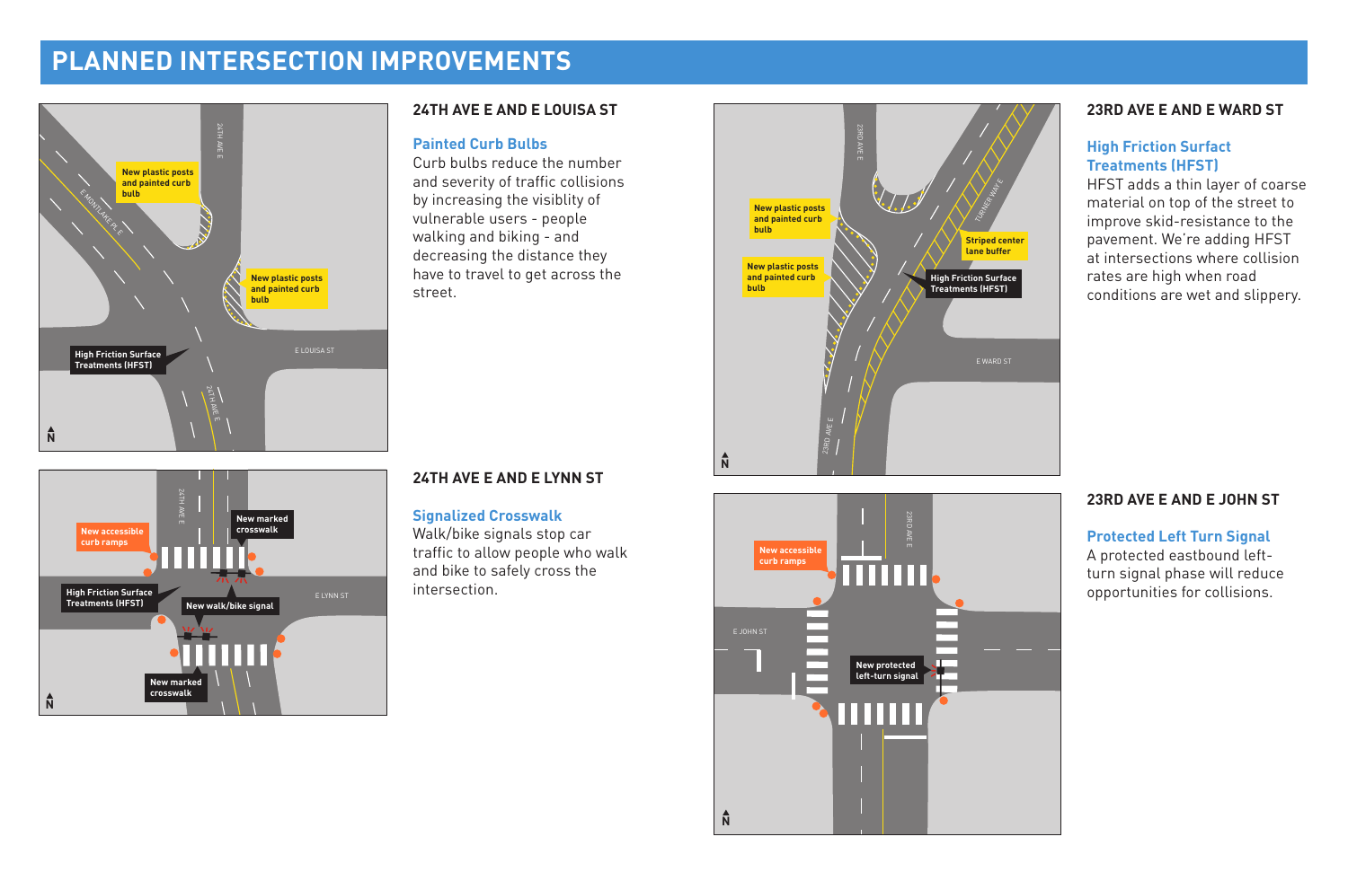# PLANNED INTERSECTION IMPROVEMENTS

24TH AVE E

E MONTLAKE PL E

New plastic posts and painted curb bulb

New plastic posts and painted curb bulb

E LOUISA ST

High Friction Surface Treatments (HFST)

24TH AVE E

N

## 24TH AVE E AND E LOUISA ST

### Painted Curb Bulbs

Curb bulbs reduce the number and severity of traffic collisions by increasing the visiblity of vulnerable users - people walking and biking - and decreasing the distance they have to travel to get across the street.

24TH AVE E

New accessible curb ramps

New marked crosswalk

High Friction Surface Treatments (HFST)

New walk/bike signal

E LYNN ST

New marked crosswalk

N

## 24TH AVE E AND E LYNN ST

### Signalized Crosswalk

Walk/bike signals stop car traffic to allow people who walk and bike to safely cross the intersection.

23RD AVE E

TURNER WAY E

New plastic posts and painted curb bulb

New plastic posts and painted curb bulb

Striped center lane buffer

High Friction Surface Treatments (HFST)

E WARD ST

23RD AVE E

N

## 23RD AVE E AND E WARD ST

### High Friction Surfact Treatments (HFST)

HFST adds a thin layer of coarse material on top of the street to improve skid-resistance to the pavement. We're adding HFST at intersections where collision rates are high when road conditions are wet and slippery.

23RD AVE E

New accessible curb ramps

E JOHN ST

New protected left-turn signal

N

## 23RD AVE E AND E JOHN ST

### Protected Left Turn Signal

A protected eastbound left-turn signal phase will reduce opportunities for collisions.